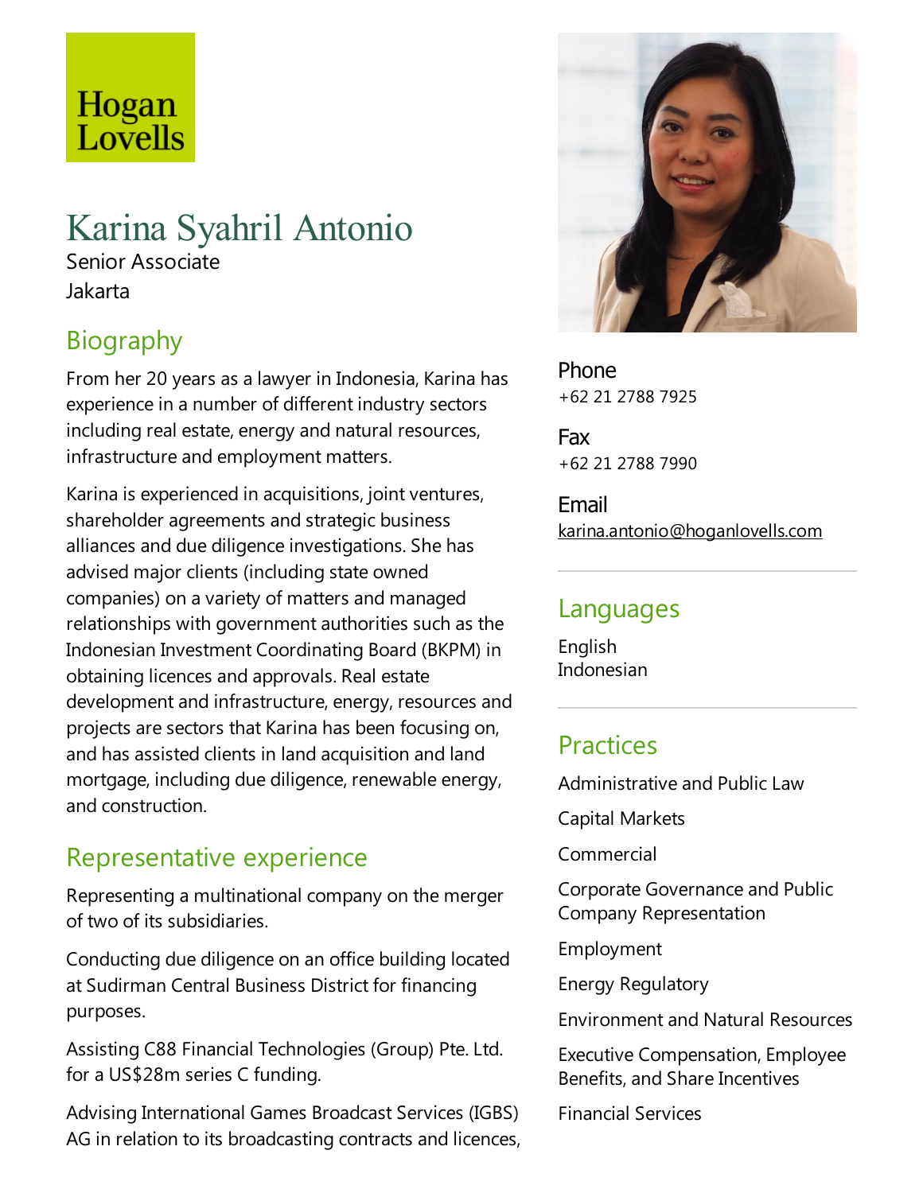Hogan Lovells

# Karina Syahril Antonio

Senior Associate
Jakarta

## Biography

From her 20 years as a lawyer in Indonesia, Karina has experience in a number of different industry sectors including real estate, energy and natural resources, infrastructure and employment matters.

Karina is experienced in acquisitions, joint ventures, shareholder agreements and strategic business alliances and due diligence investigations. She has advised major clients (including state owned companies) on a variety of matters and managed relationships with government authorities such as the Indonesian Investment Coordinating Board (BKPM) in obtaining licences and approvals. Real estate development and infrastructure, energy, resources and projects are sectors that Karina has been focusing on, and has assisted clients in land acquisition and land mortgage, including due diligence, renewable energy, and construction.

## Representative experience

Representing a multinational company on the merger of two of its subsidiaries.

Conducting due diligence on an office building located at Sudirman Central Business District for financing purposes.

Assisting C88 Financial Technologies (Group) Pte. Ltd. for a US$28m series C funding.

Advising International Games Broadcast Services (IGBS) AG in relation to its broadcasting contracts and licences,

**Phone**
+62 21 2788 7925

**Fax**
+62 21 2788 7990

**Email**
karina.antonio@hoganlovells.com

## Languages

English
Indonesian

## Practices

Administrative and Public Law

Capital Markets

Commercial

Corporate Governance and Public Company Representation

Employment

Energy Regulatory

Environment and Natural Resources

Executive Compensation, Employee Benefits, and Share Incentives

Financial Services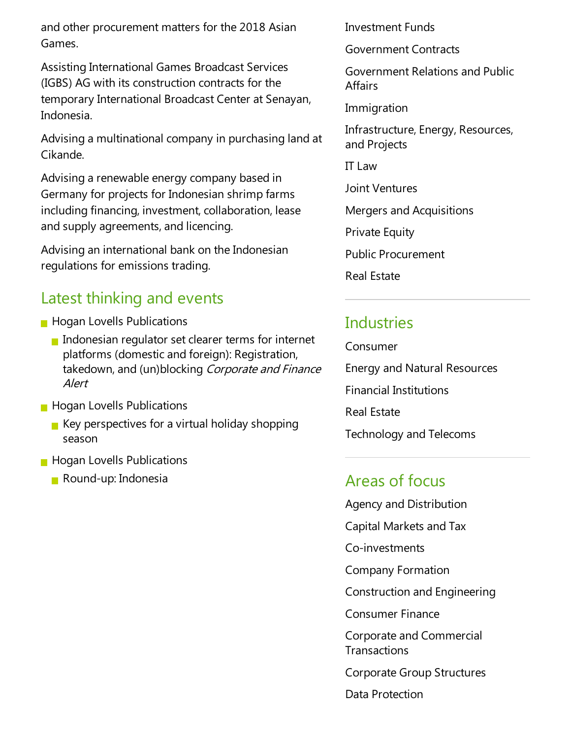and other procurement matters for the 2018 Asian Games.

Assisting International Games Broadcast Services (IGBS) AG with its construction contracts for the temporary International Broadcast Center at Senayan, Indonesia.

Advising a multinational company in purchasing land at Cikande.

Advising a renewable energy company based in Germany for projects for Indonesian shrimp farms including financing, investment, collaboration, lease and supply agreements, and licencing.

Advising an international bank on the Indonesian regulations for emissions trading.

## Latest thinking and events

- Hogan Lovells Publications
  - Indonesian regulator set clearer terms for internet platforms (domestic and foreign): Registration, takedown, and (un)blocking *Corporate and Finance Alert*
- Hogan Lovells Publications
  - Key perspectives for a virtual holiday shopping season
- Hogan Lovells Publications
  - Round-up: Indonesia

Investment Funds

Government Contracts

Government Relations and Public Affairs

Immigration

Infrastructure, Energy, Resources, and Projects

IT Law

Joint Ventures

Mergers and Acquisitions

Private Equity

Public Procurement

Real Estate

## Industries

Consumer

Energy and Natural Resources

Financial Institutions

Real Estate

Technology and Telecoms

## Areas of focus

Agency and Distribution

Capital Markets and Tax

Co-investments

Company Formation

Construction and Engineering

Consumer Finance

Corporate and Commercial Transactions

Corporate Group Structures

Data Protection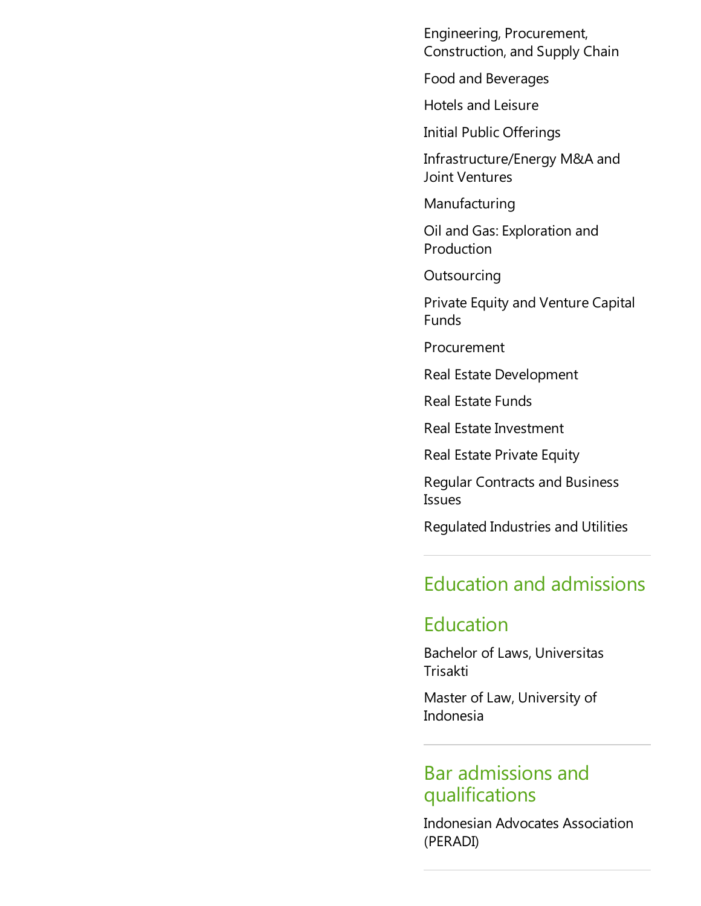- Engineering, Procurement, Construction, and Supply Chain
- Food and Beverages
- Hotels and Leisure
- Initial Public Offerings
- Infrastructure/Energy M&A and Joint Ventures
- Manufacturing
- Oil and Gas: Exploration and Production
- Outsourcing
- Private Equity and Venture Capital Funds
- Procurement
- Real Estate Development
- Real Estate Funds
- Real Estate Investment
- Real Estate Private Equity
- Regular Contracts and Business Issues
- Regulated Industries and Utilities

## Education and admissions

### Education

Bachelor of Laws, Universitas Trisakti

Master of Law, University of Indonesia

### Bar admissions and qualifications

Indonesian Advocates Association (PERADI)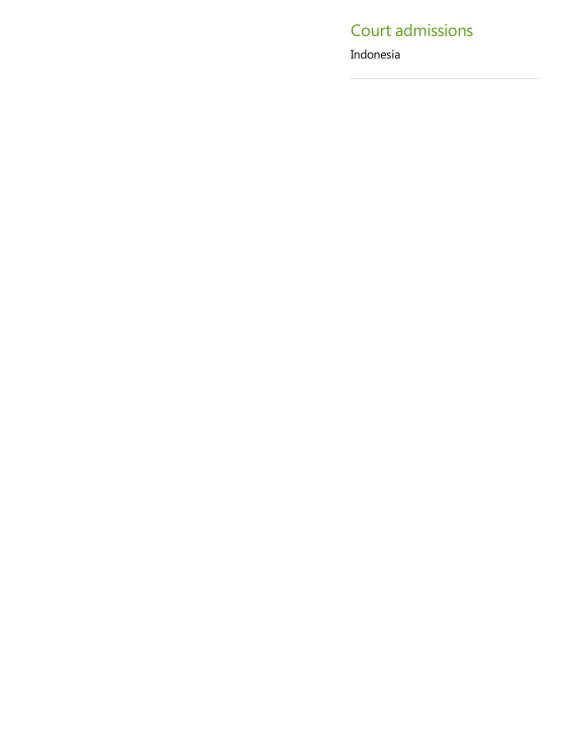## Court admissions

Indonesia